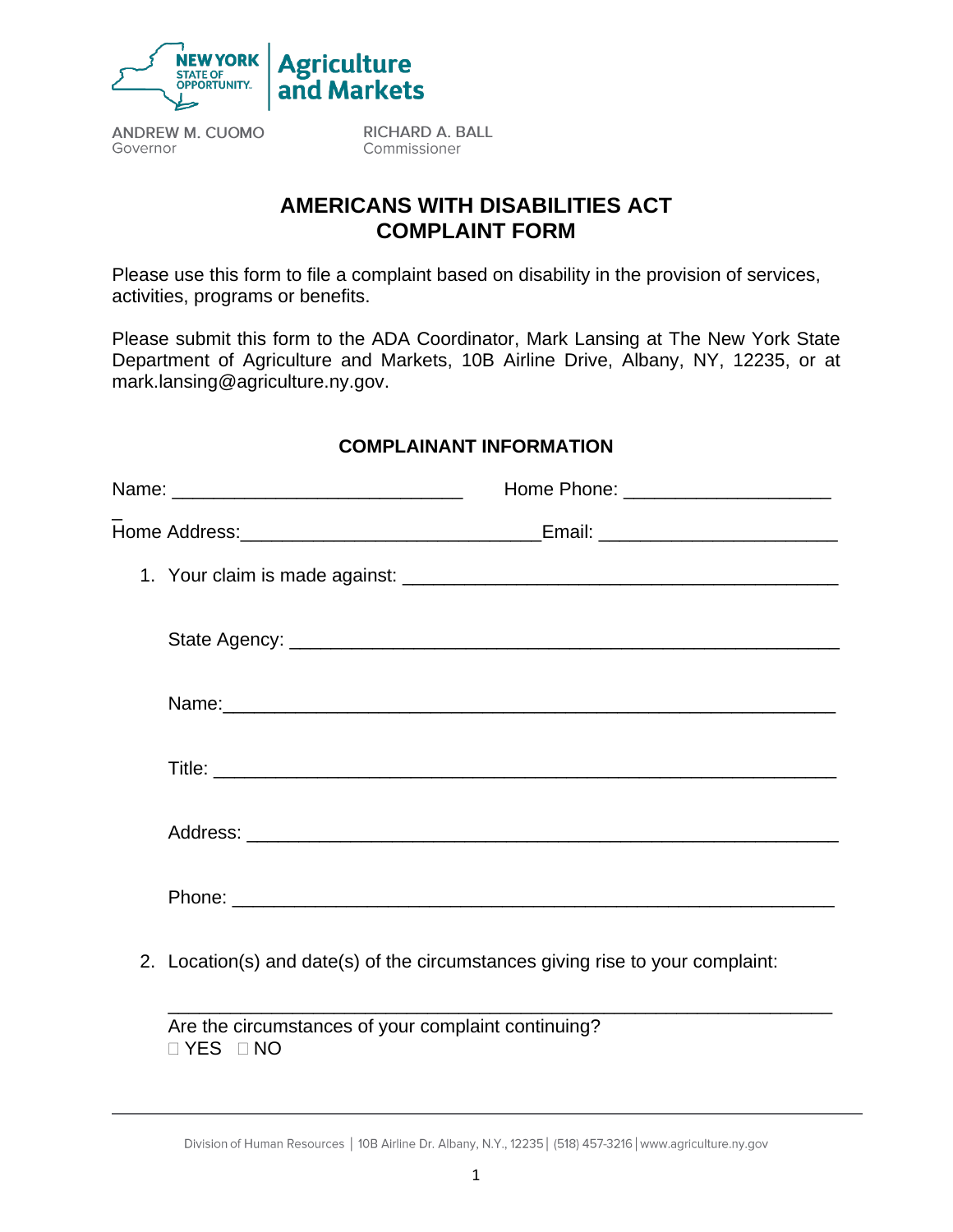NEW YORK STATE OF OPPORTUNITY. | Agriculture and Markets

ANDREW M. CUOMO
Governor

RICHARD A. BALL
Commissioner

# AMERICANS WITH DISABILITIES ACT COMPLAINT FORM

Please use this form to file a complaint based on disability in the provision of services, activities, programs or benefits.

Please submit this form to the ADA Coordinator, Mark Lansing at The New York State Department of Agriculture and Markets, 10B Airline Drive, Albany, NY, 12235, or at mark.lansing@agriculture.ny.gov.

## COMPLAINANT INFORMATION

Name: ____________________________ Home Phone: ____________________

Home Address:_____________________________Email: ______________________

1. Your claim is made against: ________________________________________

   State Agency: ______________________________________________________

   Name:_____________________________________________________________

   Title: _____________________________________________________________

   Address: ___________________________________________________________

   Phone: ____________________________________________________________

2. Location(s) and date(s) of the circumstances giving rise to your complaint:

   ___________________________________________________________________

   Are the circumstances of your complaint continuing?
   ☐ YES ☐ NO

Division of Human Resources | 10B Airline Dr. Albany, N.Y., 12235 | (518) 457-3216 | www.agriculture.ny.gov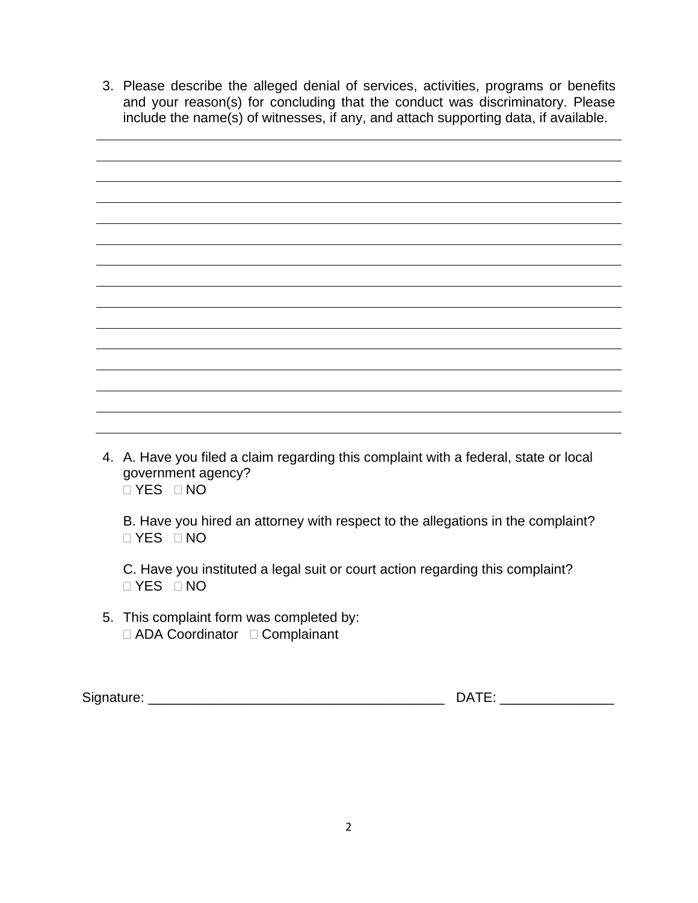3. Please describe the alleged denial of services, activities, programs or benefits and your reason(s) for concluding that the conduct was discriminatory. Please include the name(s) of witnesses, if any, and attach supporting data, if available.

_______________________________________________________________________________
_______________________________________________________________________________
_______________________________________________________________________________
_______________________________________________________________________________
_______________________________________________________________________________
_______________________________________________________________________________
_______________________________________________________________________________
_______________________________________________________________________________
_______________________________________________________________________________
_______________________________________________________________________________
_______________________________________________________________________________
_______________________________________________________________________________
_______________________________________________________________________________
_______________________________________________________________________________
_______________________________________________________________________________

4. A. Have you filed a claim regarding this complaint with a federal, state or local government agency?
   ☐ YES ☐ NO

   B. Have you hired an attorney with respect to the allegations in the complaint?
   ☐ YES ☐ NO

   C. Have you instituted a legal suit or court action regarding this complaint?
   ☐ YES ☐ NO

5. This complaint form was completed by:
   ☐ ADA Coordinator ☐ Complainant

Signature: _______________________________________ DATE: _______________